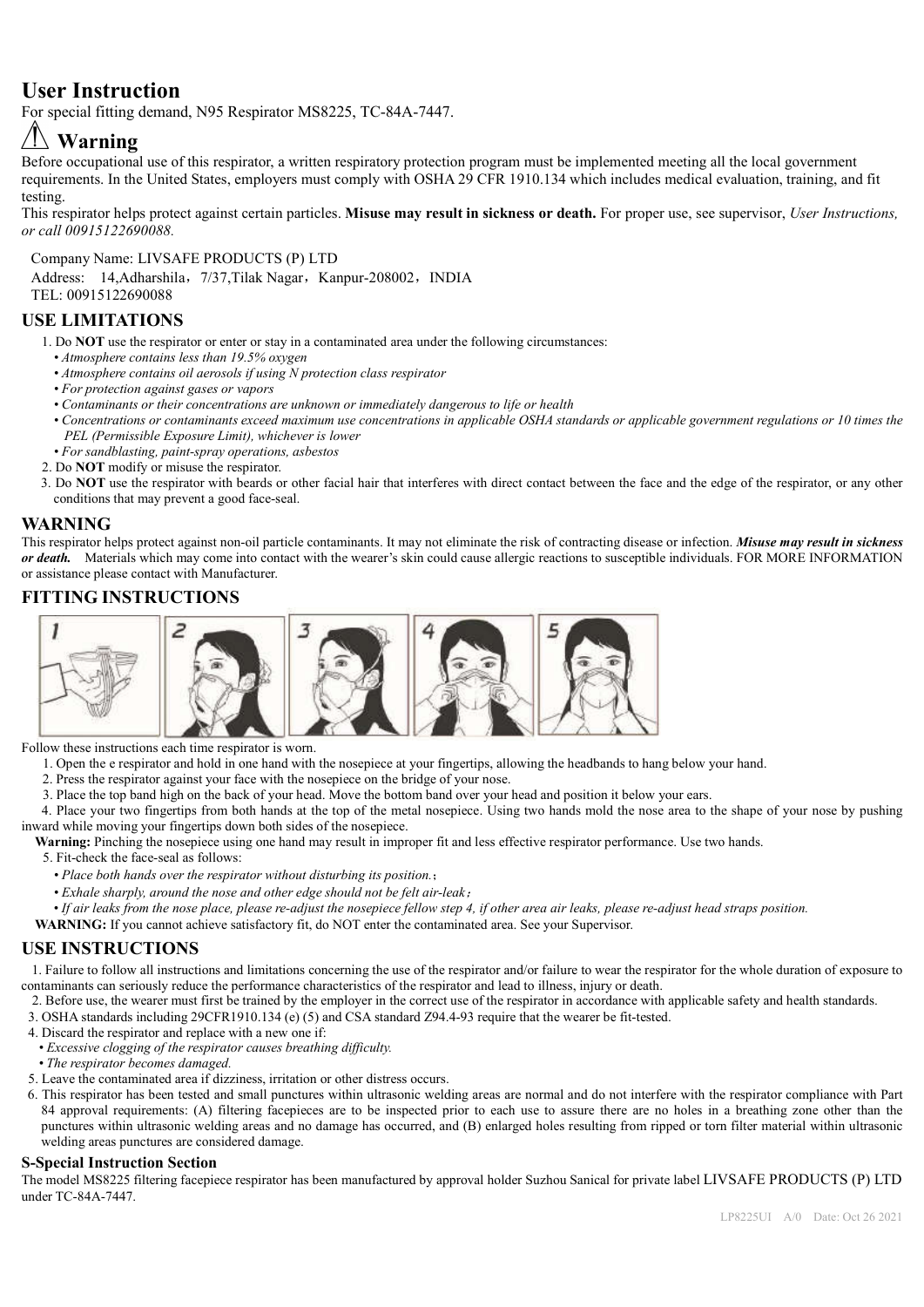# User Instruction

For special fitting demand, N95 Respirator MS8225, TC-84A-7447.

## ⚠ Warning

Before occupational use of this respirator, a written respiratory protection program must be implemented meeting all the local government requirements. In the United States, employers must comply with OSHA 29 CFR 1910.134 which includes medical evaluation, training, and fit testing.

This respirator helps protect against certain particles. **Misuse may result in sickness or death.** For proper use, see supervisor, *User Instructions, or call 00915122690088.*

Company Name: LIVSAFE PRODUCTS (P) LTD
Address: 14,Adharshila，7/37,Tilak Nagar，Kanpur-208002，INDIA
TEL: 00915122690088

## USE LIMITATIONS

1. Do **NOT** use the respirator or enter or stay in a contaminated area under the following circumstances:
   - *Atmosphere contains less than 19.5% oxygen*
   - *Atmosphere contains oil aerosols if using N protection class respirator*
   - *For protection against gases or vapors*
   - *Contaminants or their concentrations are unknown or immediately dangerous to life or health*
   - *Concentrations or contaminants exceed maximum use concentrations in applicable OSHA standards or applicable government regulations or 10 times the PEL (Permissible Exposure Limit), whichever is lower*
   - *For sandblasting, paint-spray operations, asbestos*
2. Do **NOT** modify or misuse the respirator.
3. Do **NOT** use the respirator with beards or other facial hair that interferes with direct contact between the face and the edge of the respirator, or any other conditions that may prevent a good face-seal.

## WARNING

This respirator helps protect against non-oil particle contaminants. It may not eliminate the risk of contracting disease or infection. ***Misuse may result in sickness or death.*** Materials which may come into contact with the wearer's skin could cause allergic reactions to susceptible individuals. FOR MORE INFORMATION or assistance please contact with Manufacturer.

## FITTING INSTRUCTIONS

Follow these instructions each time respirator is worn.

1. Open the e respirator and hold in one hand with the nosepiece at your fingertips, allowing the headbands to hang below your hand.
2. Press the respirator against your face with the nosepiece on the bridge of your nose.
3. Place the top band high on the back of your head. Move the bottom band over your head and position it below your ears.
4. Place your two fingertips from both hands at the top of the metal nosepiece. Using two hands mold the nose area to the shape of your nose by pushing inward while moving your fingertips down both sides of the nosepiece.

**Warning:** Pinching the nosepiece using one hand may result in improper fit and less effective respirator performance. Use two hands.

5. Fit-check the face-seal as follows:
   - *Place both hands over the respirator without disturbing its position.*；
   - *Exhale sharply, around the nose and other edge should not be felt air-leak*；
   - *If air leaks from the nose place, please re-adjust the nosepiece fellow step 4, if other area air leaks, please re-adjust head straps position.*

**WARNING:** If you cannot achieve satisfactory fit, do NOT enter the contaminated area. See your Supervisor.

## USE INSTRUCTIONS

1. Failure to follow all instructions and limitations concerning the use of the respirator and/or failure to wear the respirator for the whole duration of exposure to contaminants can seriously reduce the performance characteristics of the respirator and lead to illness, injury or death.
2. Before use, the wearer must first be trained by the employer in the correct use of the respirator in accordance with applicable safety and health standards.
3. OSHA standards including 29CFR1910.134 (e) (5) and CSA standard Z94.4-93 require that the wearer be fit-tested.
4. Discard the respirator and replace with a new one if:
   - *Excessive clogging of the respirator causes breathing difficulty.*
   - *The respirator becomes damaged.*
5. Leave the contaminated area if dizziness, irritation or other distress occurs.
6. This respirator has been tested and small punctures within ultrasonic welding areas are normal and do not interfere with the respirator compliance with Part 84 approval requirements: (A) filtering facepieces are to be inspected prior to each use to assure there are no holes in a breathing zone other than the punctures within ultrasonic welding areas and no damage has occurred, and (B) enlarged holes resulting from ripped or torn filter material within ultrasonic welding areas punctures are considered damage.

### S-Special Instruction Section

The model MS8225 filtering facepiece respirator has been manufactured by approval holder Suzhou Sanical for private label LIVSAFE PRODUCTS (P) LTD under TC-84A-7447.

LP8225UI A/0 Date: Oct 26 2021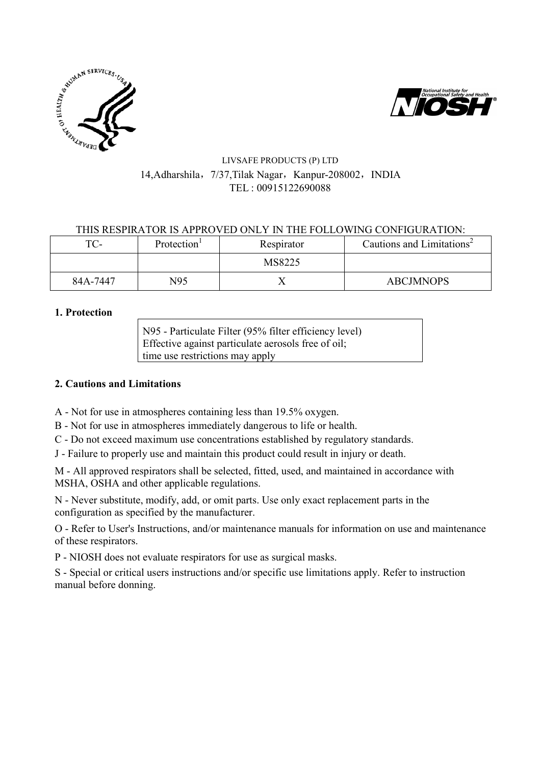LIVSAFE PRODUCTS (P) LTD

14,Adharshila，7/37,Tilak Nagar，Kanpur-208002，INDIA

TEL : 00915122690088

THIS RESPIRATOR IS APPROVED ONLY IN THE FOLLOWING CONFIGURATION:

| TC- | Protection[1] | Respirator | Cautions and Limitations[2] |
|---|---|---|---|
| | | MS8225 | |
| 84A-7447 | N95 | X | ABCJMNOPS |

**1. Protection**

N95 - Particulate Filter (95% filter efficiency level)
Effective against particulate aerosols free of oil;
time use restrictions may apply

**2. Cautions and Limitations**

A - Not for use in atmospheres containing less than 19.5% oxygen.

B - Not for use in atmospheres immediately dangerous to life or health.

C - Do not exceed maximum use concentrations established by regulatory standards.

J - Failure to properly use and maintain this product could result in injury or death.

M - All approved respirators shall be selected, fitted, used, and maintained in accordance with MSHA, OSHA and other applicable regulations.

N - Never substitute, modify, add, or omit parts. Use only exact replacement parts in the configuration as specified by the manufacturer.

O - Refer to User's Instructions, and/or maintenance manuals for information on use and maintenance of these respirators.

P - NIOSH does not evaluate respirators for use as surgical masks.

S - Special or critical users instructions and/or specific use limitations apply. Refer to instruction manual before donning.